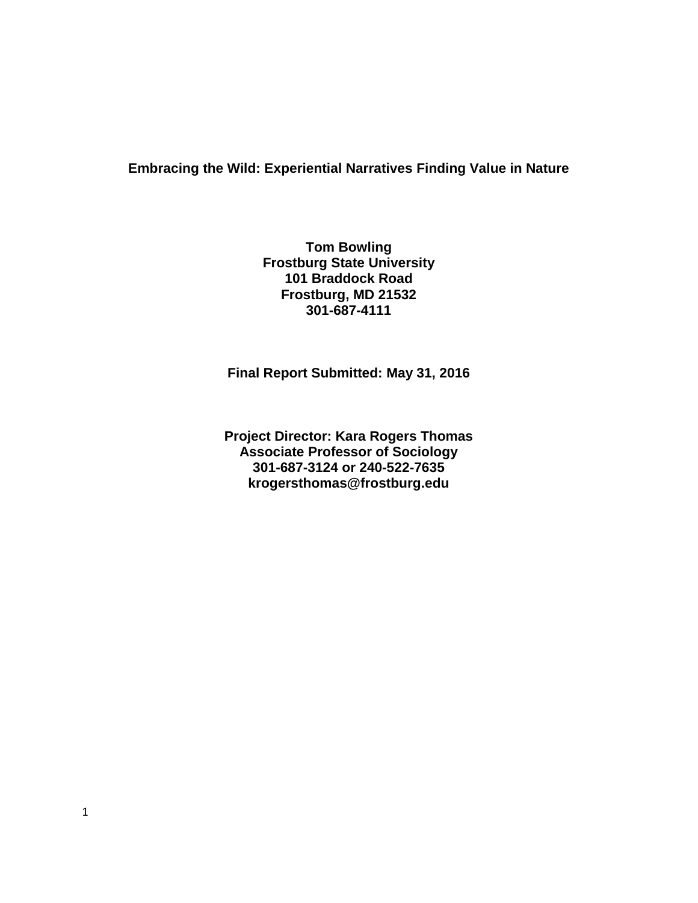# Embracing the Wild: Experiential Narratives Finding Value in Nature

**Tom Bowling**
**Frostburg State University**
**101 Braddock Road**
**Frostburg, MD 21532**
**301-687-4111**

**Final Report Submitted: May 31, 2016**

**Project Director: Kara Rogers Thomas**
**Associate Professor of Sociology**
**301-687-3124 or 240-522-7635**
**krogersthomas@frostburg.edu**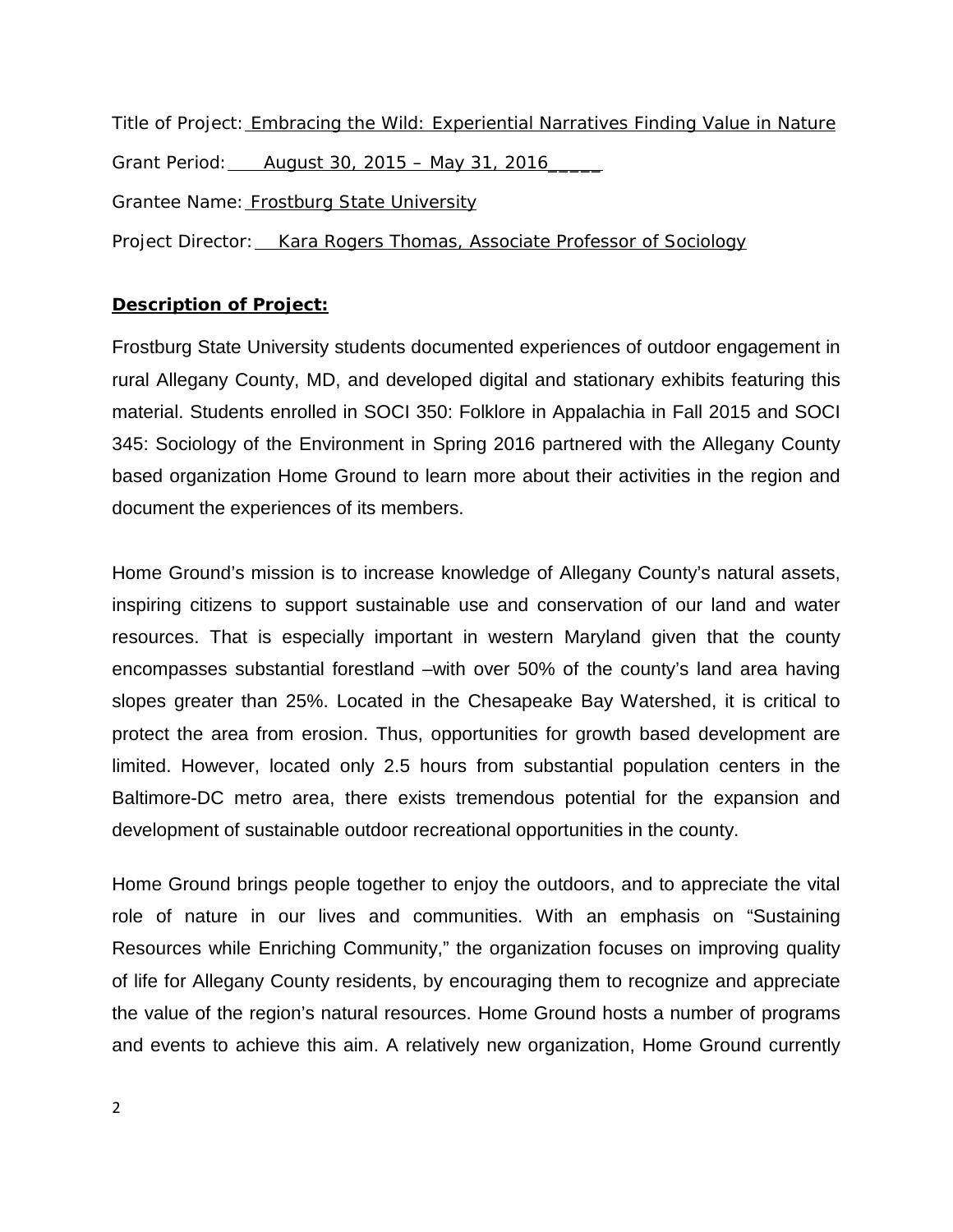Title of Project: Embracing the Wild: Experiential Narratives Finding Value in Nature

Grant Period: August 30, 2015 – May 31, 2016

Grantee Name: Frostburg State University

Project Director: Kara Rogers Thomas, Associate Professor of Sociology

**Description of Project:**

Frostburg State University students documented experiences of outdoor engagement in rural Allegany County, MD, and developed digital and stationary exhibits featuring this material. Students enrolled in SOCI 350: Folklore in Appalachia in Fall 2015 and SOCI 345: Sociology of the Environment in Spring 2016 partnered with the Allegany County based organization Home Ground to learn more about their activities in the region and document the experiences of its members.

Home Ground's mission is to increase knowledge of Allegany County's natural assets, inspiring citizens to support sustainable use and conservation of our land and water resources. That is especially important in western Maryland given that the county encompasses substantial forestland –with over 50% of the county's land area having slopes greater than 25%. Located in the Chesapeake Bay Watershed, it is critical to protect the area from erosion. Thus, opportunities for growth based development are limited. However, located only 2.5 hours from substantial population centers in the Baltimore-DC metro area, there exists tremendous potential for the expansion and development of sustainable outdoor recreational opportunities in the county.

Home Ground brings people together to enjoy the outdoors, and to appreciate the vital role of nature in our lives and communities. With an emphasis on "Sustaining Resources while Enriching Community," the organization focuses on improving quality of life for Allegany County residents, by encouraging them to recognize and appreciate the value of the region's natural resources. Home Ground hosts a number of programs and events to achieve this aim. A relatively new organization, Home Ground currently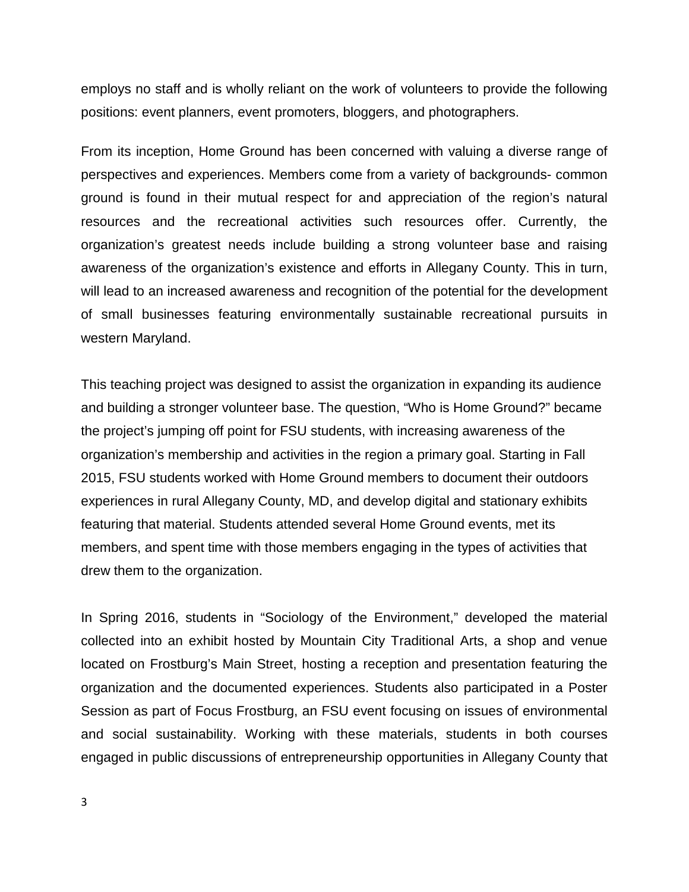employs no staff and is wholly reliant on the work of volunteers to provide the following positions: event planners, event promoters, bloggers, and photographers.

From its inception, Home Ground has been concerned with valuing a diverse range of perspectives and experiences. Members come from a variety of backgrounds- common ground is found in their mutual respect for and appreciation of the region's natural resources and the recreational activities such resources offer. Currently, the organization's greatest needs include building a strong volunteer base and raising awareness of the organization's existence and efforts in Allegany County. This in turn, will lead to an increased awareness and recognition of the potential for the development of small businesses featuring environmentally sustainable recreational pursuits in western Maryland.

This teaching project was designed to assist the organization in expanding its audience and building a stronger volunteer base. The question, "Who is Home Ground?" became the project's jumping off point for FSU students, with increasing awareness of the organization's membership and activities in the region a primary goal. Starting in Fall 2015, FSU students worked with Home Ground members to document their outdoors experiences in rural Allegany County, MD, and develop digital and stationary exhibits featuring that material. Students attended several Home Ground events, met its members, and spent time with those members engaging in the types of activities that drew them to the organization.

In Spring 2016, students in "Sociology of the Environment," developed the material collected into an exhibit hosted by Mountain City Traditional Arts, a shop and venue located on Frostburg's Main Street, hosting a reception and presentation featuring the organization and the documented experiences. Students also participated in a Poster Session as part of Focus Frostburg, an FSU event focusing on issues of environmental and social sustainability. Working with these materials, students in both courses engaged in public discussions of entrepreneurship opportunities in Allegany County that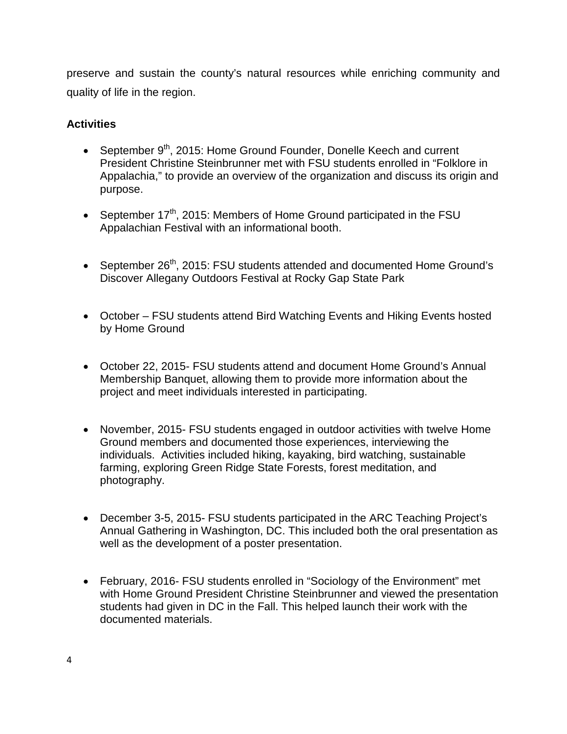preserve and sustain the county's natural resources while enriching community and quality of life in the region.

**Activities**

- September 9th, 2015: Home Ground Founder, Donelle Keech and current President Christine Steinbrunner met with FSU students enrolled in "Folklore in Appalachia," to provide an overview of the organization and discuss its origin and purpose.

- September 17th, 2015: Members of Home Ground participated in the FSU Appalachian Festival with an informational booth.

- September 26th, 2015: FSU students attended and documented Home Ground's Discover Allegany Outdoors Festival at Rocky Gap State Park

- October – FSU students attend Bird Watching Events and Hiking Events hosted by Home Ground

- October 22, 2015- FSU students attend and document Home Ground's Annual Membership Banquet, allowing them to provide more information about the project and meet individuals interested in participating.

- November, 2015- FSU students engaged in outdoor activities with twelve Home Ground members and documented those experiences, interviewing the individuals. Activities included hiking, kayaking, bird watching, sustainable farming, exploring Green Ridge State Forests, forest meditation, and photography.

- December 3-5, 2015- FSU students participated in the ARC Teaching Project's Annual Gathering in Washington, DC. This included both the oral presentation as well as the development of a poster presentation.

- February, 2016- FSU students enrolled in "Sociology of the Environment" met with Home Ground President Christine Steinbrunner and viewed the presentation students had given in DC in the Fall. This helped launch their work with the documented materials.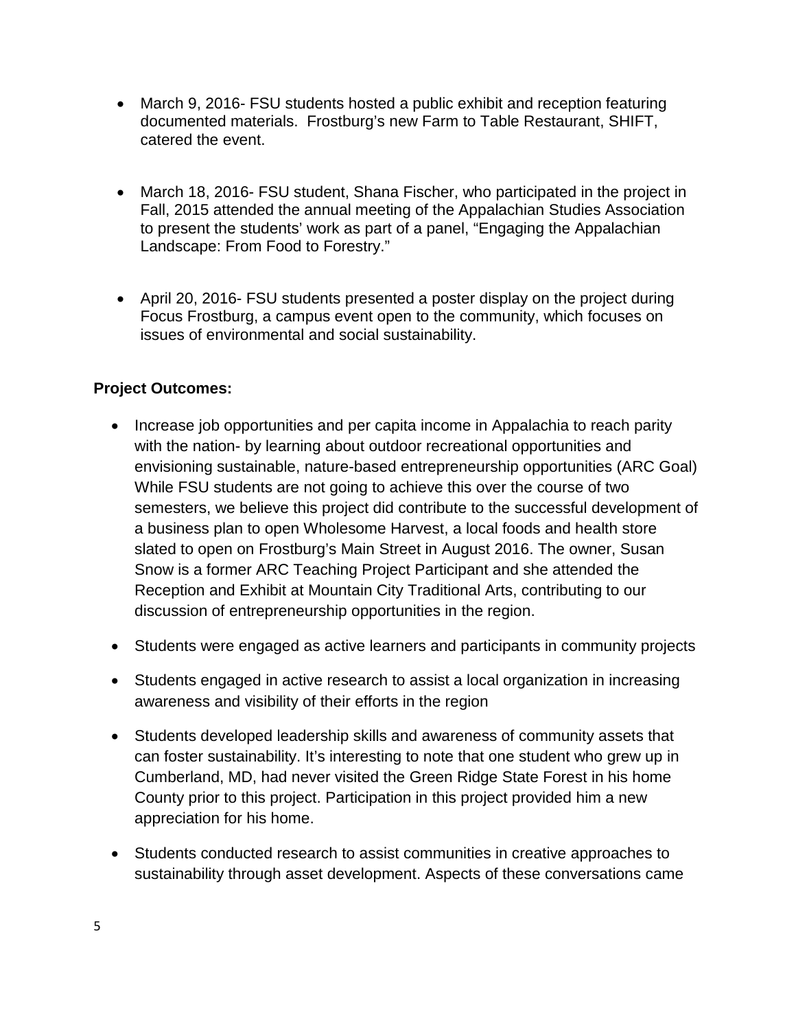- March 9, 2016- FSU students hosted a public exhibit and reception featuring documented materials. Frostburg's new Farm to Table Restaurant, SHIFT, catered the event.

- March 18, 2016- FSU student, Shana Fischer, who participated in the project in Fall, 2015 attended the annual meeting of the Appalachian Studies Association to present the students' work as part of a panel, "Engaging the Appalachian Landscape: From Food to Forestry."

- April 20, 2016- FSU students presented a poster display on the project during Focus Frostburg, a campus event open to the community, which focuses on issues of environmental and social sustainability.

**Project Outcomes:**

- Increase job opportunities and per capita income in Appalachia to reach parity with the nation- by learning about outdoor recreational opportunities and envisioning sustainable, nature-based entrepreneurship opportunities (ARC Goal) While FSU students are not going to achieve this over the course of two semesters, we believe this project did contribute to the successful development of a business plan to open Wholesome Harvest, a local foods and health store slated to open on Frostburg's Main Street in August 2016. The owner, Susan Snow is a former ARC Teaching Project Participant and she attended the Reception and Exhibit at Mountain City Traditional Arts, contributing to our discussion of entrepreneurship opportunities in the region.

- Students were engaged as active learners and participants in community projects

- Students engaged in active research to assist a local organization in increasing awareness and visibility of their efforts in the region

- Students developed leadership skills and awareness of community assets that can foster sustainability. It's interesting to note that one student who grew up in Cumberland, MD, had never visited the Green Ridge State Forest in his home County prior to this project. Participation in this project provided him a new appreciation for his home.

- Students conducted research to assist communities in creative approaches to sustainability through asset development. Aspects of these conversations came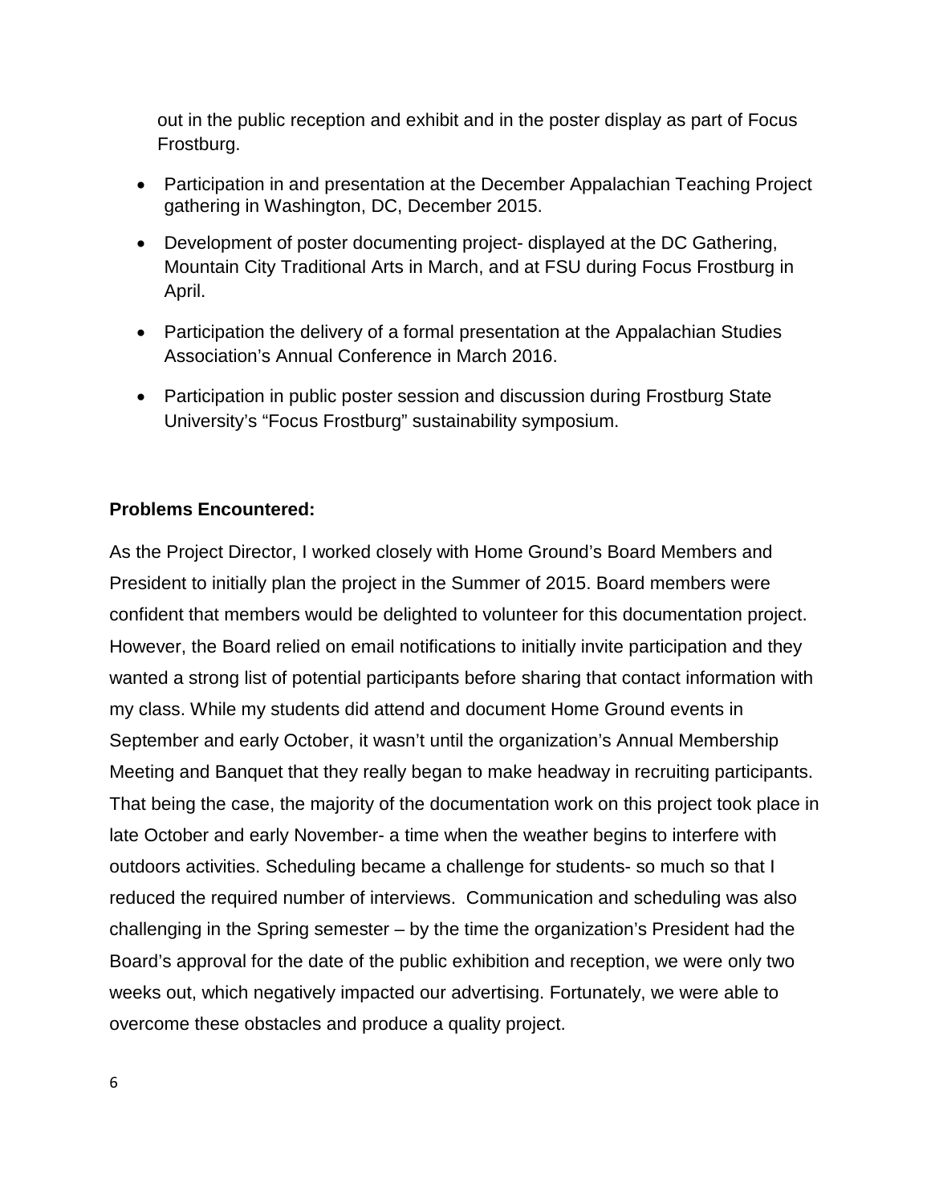out in the public reception and exhibit and in the poster display as part of Focus Frostburg.

- Participation in and presentation at the December Appalachian Teaching Project gathering in Washington, DC, December 2015.
- Development of poster documenting project- displayed at the DC Gathering, Mountain City Traditional Arts in March, and at FSU during Focus Frostburg in April.
- Participation the delivery of a formal presentation at the Appalachian Studies Association's Annual Conference in March 2016.
- Participation in public poster session and discussion during Frostburg State University's "Focus Frostburg" sustainability symposium.

**Problems Encountered:**

As the Project Director, I worked closely with Home Ground's Board Members and President to initially plan the project in the Summer of 2015. Board members were confident that members would be delighted to volunteer for this documentation project. However, the Board relied on email notifications to initially invite participation and they wanted a strong list of potential participants before sharing that contact information with my class. While my students did attend and document Home Ground events in September and early October, it wasn't until the organization's Annual Membership Meeting and Banquet that they really began to make headway in recruiting participants. That being the case, the majority of the documentation work on this project took place in late October and early November- a time when the weather begins to interfere with outdoors activities. Scheduling became a challenge for students- so much so that I reduced the required number of interviews. Communication and scheduling was also challenging in the Spring semester – by the time the organization's President had the Board's approval for the date of the public exhibition and reception, we were only two weeks out, which negatively impacted our advertising. Fortunately, we were able to overcome these obstacles and produce a quality project.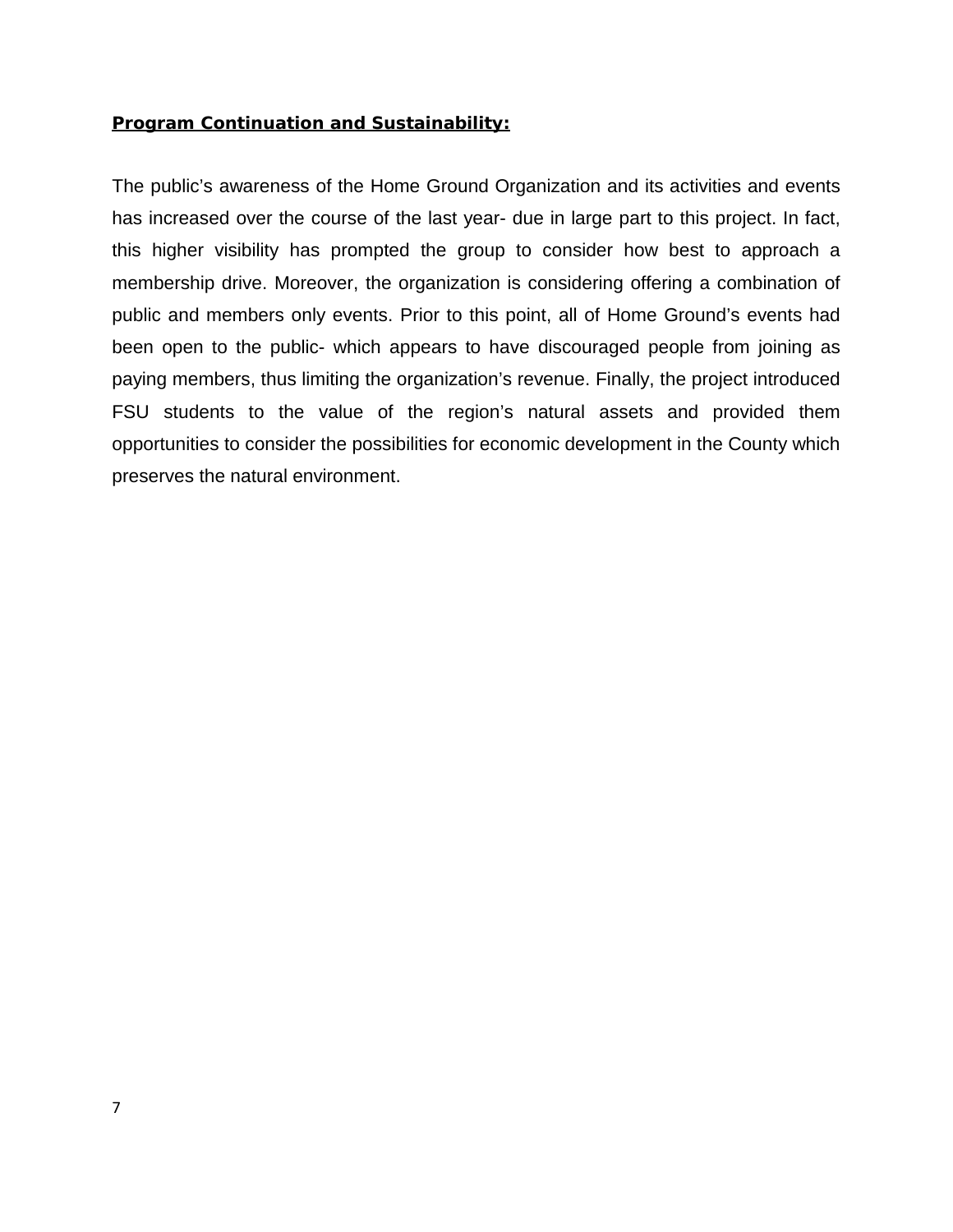**Program Continuation and Sustainability:**

The public's awareness of the Home Ground Organization and its activities and events has increased over the course of the last year- due in large part to this project. In fact, this higher visibility has prompted the group to consider how best to approach a membership drive. Moreover, the organization is considering offering a combination of public and members only events. Prior to this point, all of Home Ground's events had been open to the public- which appears to have discouraged people from joining as paying members, thus limiting the organization's revenue. Finally, the project introduced FSU students to the value of the region's natural assets and provided them opportunities to consider the possibilities for economic development in the County which preserves the natural environment.